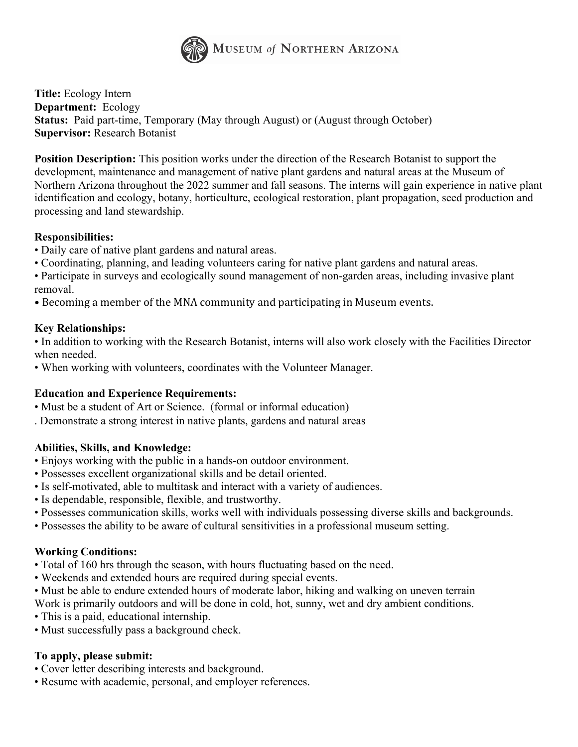MUSEUM *of* NORTHERN ARIZONA

**Title:** Ecology Intern
**Department:** Ecology
**Status:** Paid part-time, Temporary (May through August) or (August through October)
**Supervisor:** Research Botanist

**Position Description:** This position works under the direction of the Research Botanist to support the development, maintenance and management of native plant gardens and natural areas at the Museum of Northern Arizona throughout the 2022 summer and fall seasons. The interns will gain experience in native plant identification and ecology, botany, horticulture, ecological restoration, plant propagation, seed production and processing and land stewardship.

**Responsibilities:**

- Daily care of native plant gardens and natural areas.
- Coordinating, planning, and leading volunteers caring for native plant gardens and natural areas.
- Participate in surveys and ecologically sound management of non-garden areas, including invasive plant removal.
- Becoming a member of the MNA community and participating in Museum events.

**Key Relationships:**

- In addition to working with the Research Botanist, interns will also work closely with the Facilities Director when needed.
- When working with volunteers, coordinates with the Volunteer Manager.

**Education and Experience Requirements:**

- Must be a student of Art or Science. (formal or informal education)
- Demonstrate a strong interest in native plants, gardens and natural areas

**Abilities, Skills, and Knowledge:**

- Enjoys working with the public in a hands-on outdoor environment.
- Possesses excellent organizational skills and be detail oriented.
- Is self-motivated, able to multitask and interact with a variety of audiences.
- Is dependable, responsible, flexible, and trustworthy.
- Possesses communication skills, works well with individuals possessing diverse skills and backgrounds.
- Possesses the ability to be aware of cultural sensitivities in a professional museum setting.

**Working Conditions:**

- Total of 160 hrs through the season, with hours fluctuating based on the need.
- Weekends and extended hours are required during special events.
- Must be able to endure extended hours of moderate labor, hiking and walking on uneven terrain
Work is primarily outdoors and will be done in cold, hot, sunny, wet and dry ambient conditions.
- This is a paid, educational internship.
- Must successfully pass a background check.

**To apply, please submit:**

- Cover letter describing interests and background.
- Resume with academic, personal, and employer references.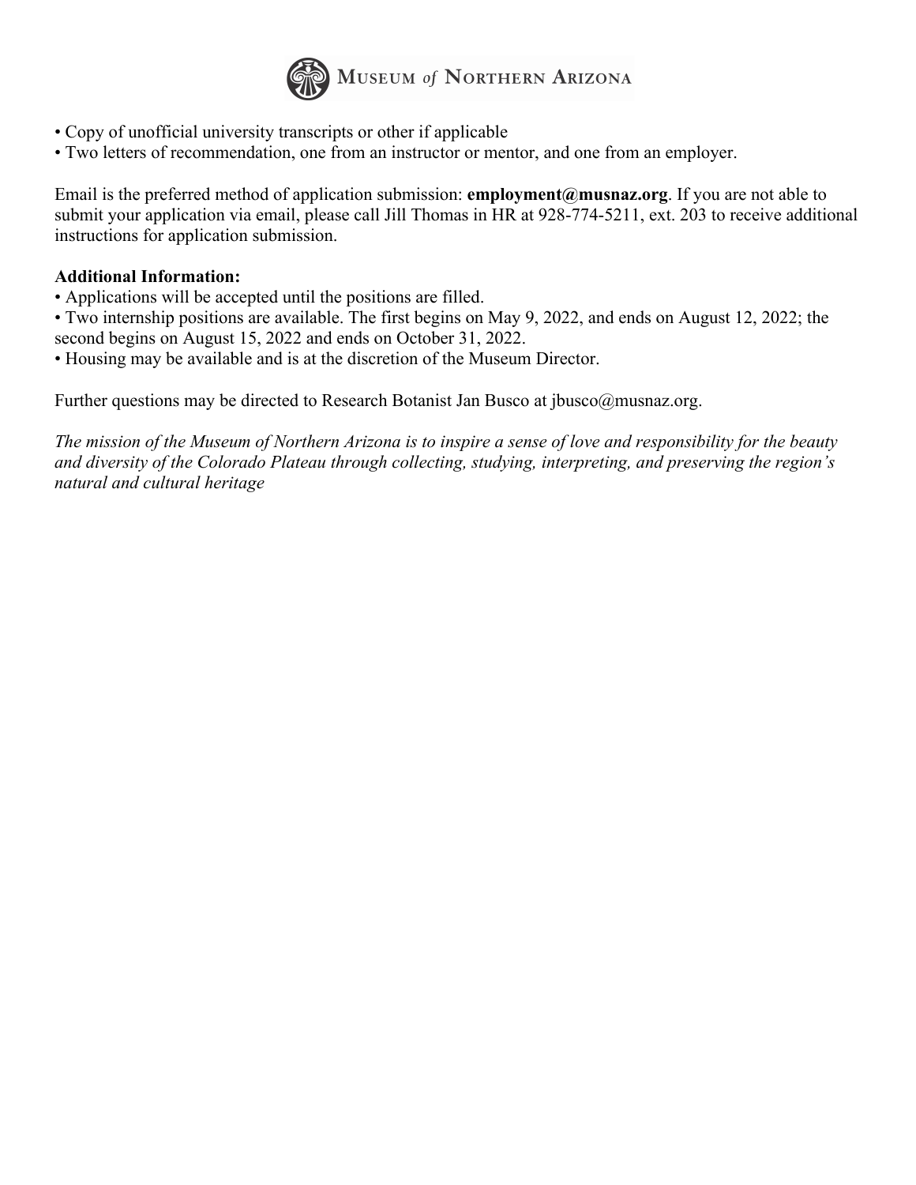- Copy of unofficial university transcripts or other if applicable
- Two letters of recommendation, one from an instructor or mentor, and one from an employer.

Email is the preferred method of application submission: **employment@musnaz.org**. If you are not able to submit your application via email, please call Jill Thomas in HR at 928-774-5211, ext. 203 to receive additional instructions for application submission.

**Additional Information:**

- Applications will be accepted until the positions are filled.
- Two internship positions are available. The first begins on May 9, 2022, and ends on August 12, 2022; the second begins on August 15, 2022 and ends on October 31, 2022.
- Housing may be available and is at the discretion of the Museum Director.

Further questions may be directed to Research Botanist Jan Busco at jbusco@musnaz.org.

*The mission of the Museum of Northern Arizona is to inspire a sense of love and responsibility for the beauty and diversity of the Colorado Plateau through collecting, studying, interpreting, and preserving the region's natural and cultural heritage*